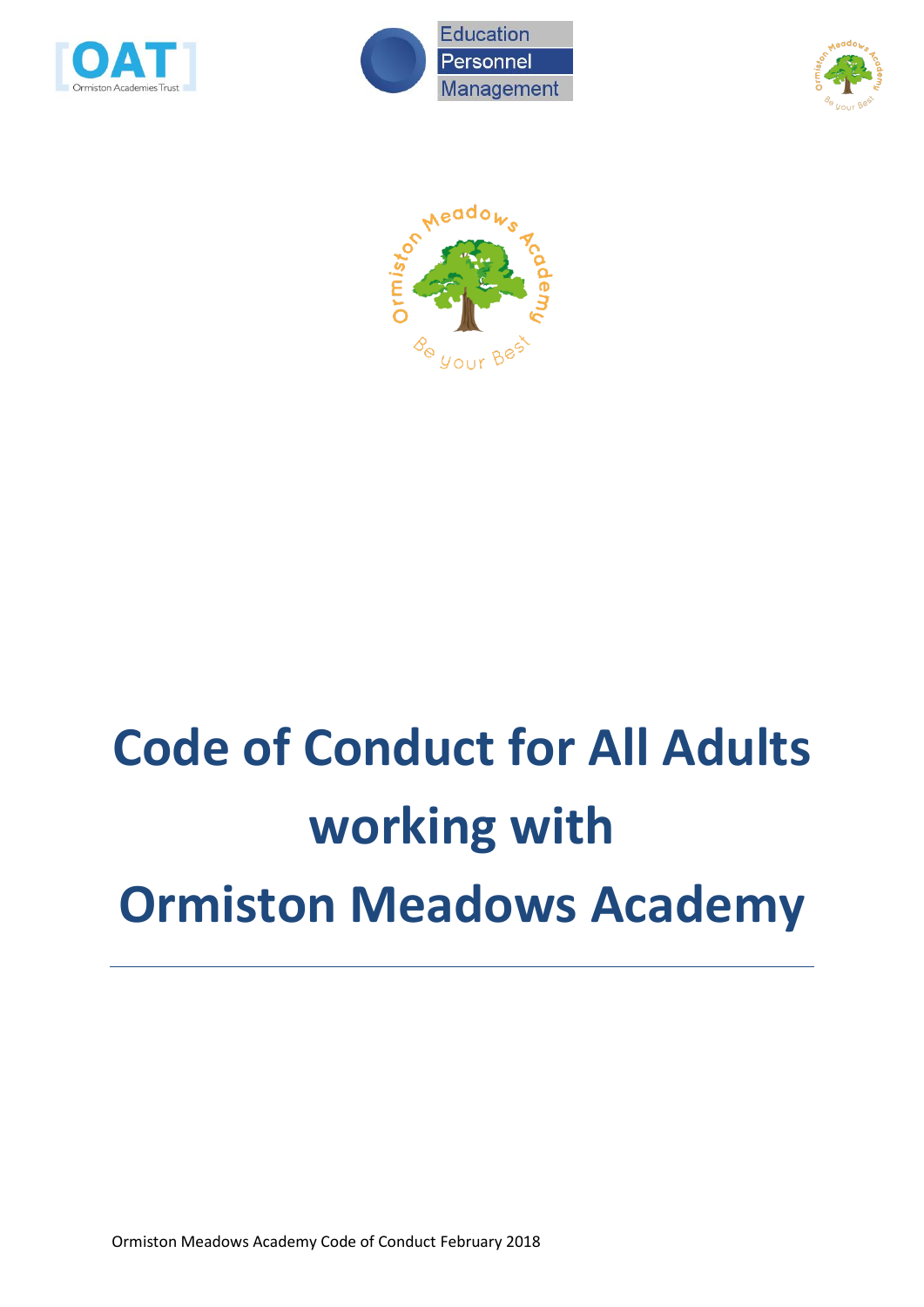# Code of Conduct for All Adults working with Ormiston Meadows Academy

---

Ormiston Meadows Academy Code of Conduct February 2018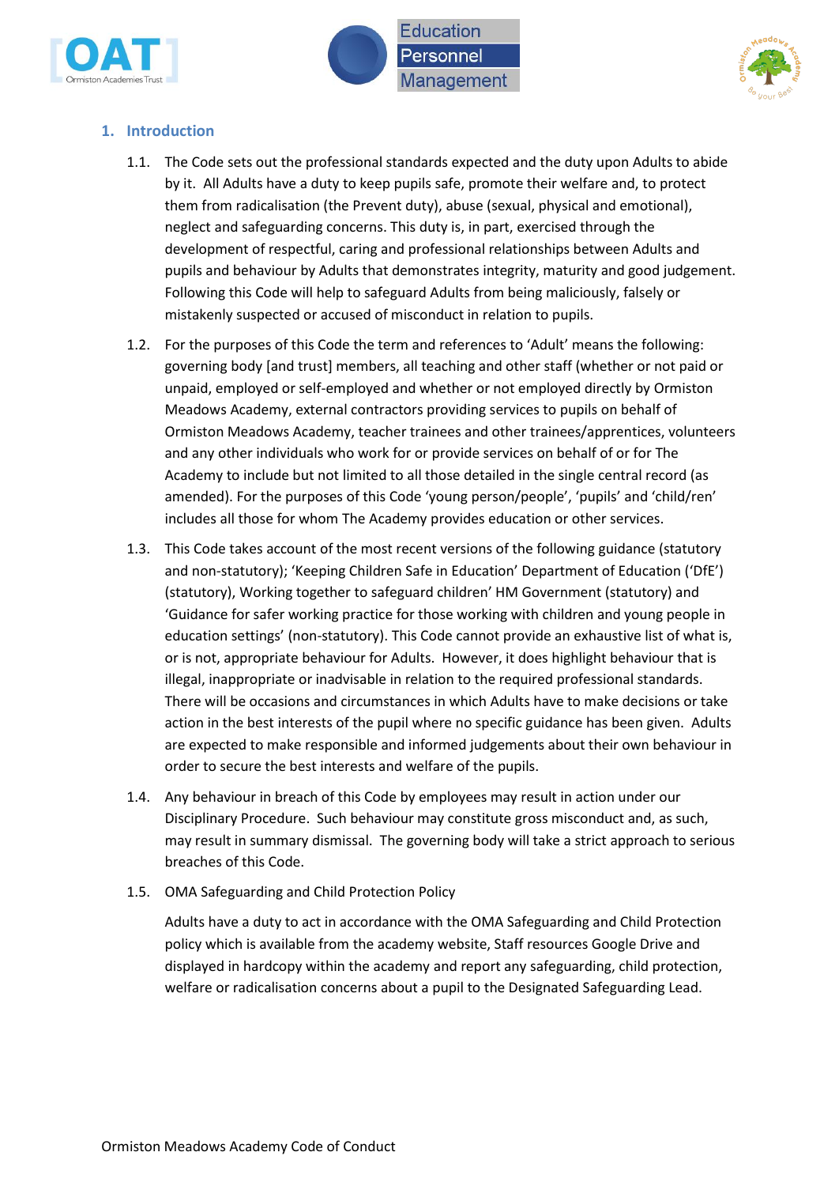## 1. Introduction

1.1. The Code sets out the professional standards expected and the duty upon Adults to abide by it. All Adults have a duty to keep pupils safe, promote their welfare and, to protect them from radicalisation (the Prevent duty), abuse (sexual, physical and emotional), neglect and safeguarding concerns. This duty is, in part, exercised through the development of respectful, caring and professional relationships between Adults and pupils and behaviour by Adults that demonstrates integrity, maturity and good judgement. Following this Code will help to safeguard Adults from being maliciously, falsely or mistakenly suspected or accused of misconduct in relation to pupils.

1.2. For the purposes of this Code the term and references to 'Adult' means the following: governing body [and trust] members, all teaching and other staff (whether or not paid or unpaid, employed or self-employed and whether or not employed directly by Ormiston Meadows Academy, external contractors providing services to pupils on behalf of Ormiston Meadows Academy, teacher trainees and other trainees/apprentices, volunteers and any other individuals who work for or provide services on behalf of or for The Academy to include but not limited to all those detailed in the single central record (as amended). For the purposes of this Code 'young person/people', 'pupils' and 'child/ren' includes all those for whom The Academy provides education or other services.

1.3. This Code takes account of the most recent versions of the following guidance (statutory and non-statutory); 'Keeping Children Safe in Education' Department of Education ('DfE') (statutory), Working together to safeguard children' HM Government (statutory) and 'Guidance for safer working practice for those working with children and young people in education settings' (non-statutory). This Code cannot provide an exhaustive list of what is, or is not, appropriate behaviour for Adults. However, it does highlight behaviour that is illegal, inappropriate or inadvisable in relation to the required professional standards. There will be occasions and circumstances in which Adults have to make decisions or take action in the best interests of the pupil where no specific guidance has been given. Adults are expected to make responsible and informed judgements about their own behaviour in order to secure the best interests and welfare of the pupils.

1.4. Any behaviour in breach of this Code by employees may result in action under our Disciplinary Procedure. Such behaviour may constitute gross misconduct and, as such, may result in summary dismissal. The governing body will take a strict approach to serious breaches of this Code.

1.5. OMA Safeguarding and Child Protection Policy

Adults have a duty to act in accordance with the OMA Safeguarding and Child Protection policy which is available from the academy website, Staff resources Google Drive and displayed in hardcopy within the academy and report any safeguarding, child protection, welfare or radicalisation concerns about a pupil to the Designated Safeguarding Lead.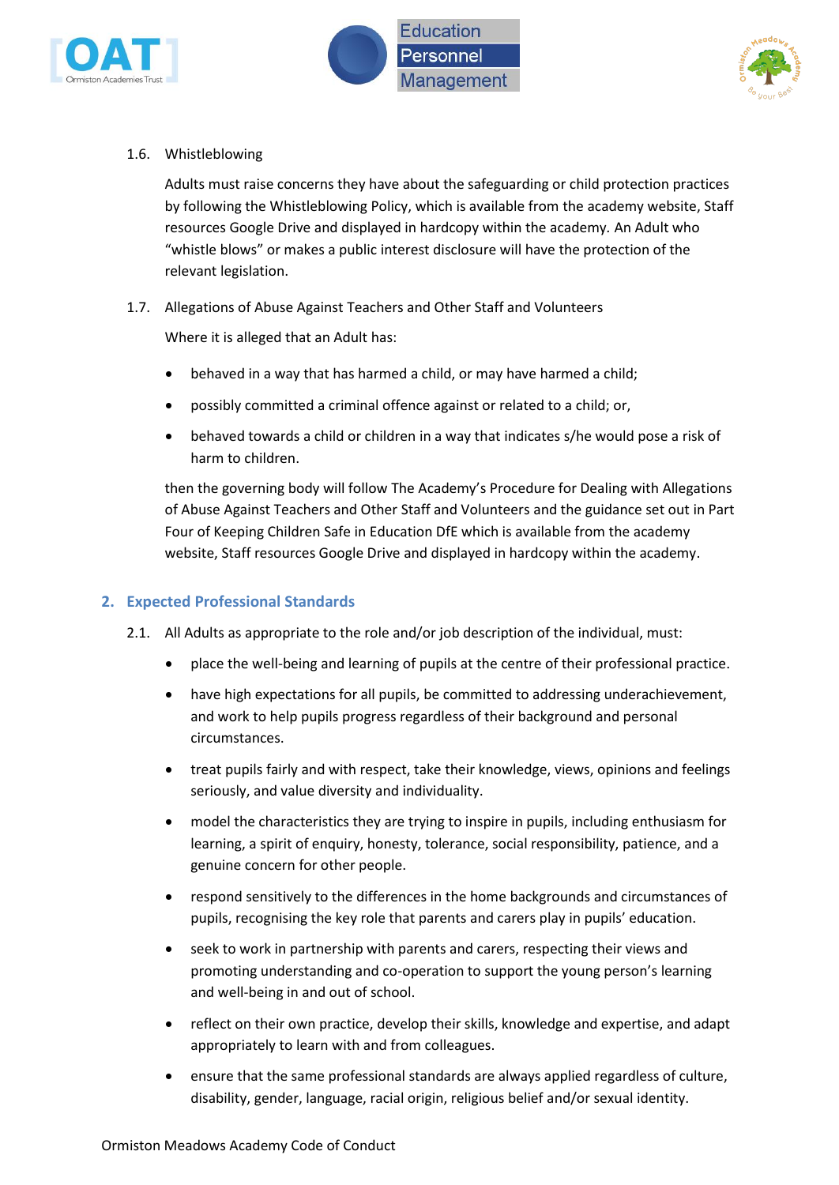1.6. Whistleblowing

Adults must raise concerns they have about the safeguarding or child protection practices by following the Whistleblowing Policy, which is available from the academy website, Staff resources Google Drive and displayed in hardcopy within the academy. An Adult who "whistle blows" or makes a public interest disclosure will have the protection of the relevant legislation.

1.7. Allegations of Abuse Against Teachers and Other Staff and Volunteers

Where it is alleged that an Adult has:

- behaved in a way that has harmed a child, or may have harmed a child;
- possibly committed a criminal offence against or related to a child; or,
- behaved towards a child or children in a way that indicates s/he would pose a risk of harm to children.

then the governing body will follow The Academy's Procedure for Dealing with Allegations of Abuse Against Teachers and Other Staff and Volunteers and the guidance set out in Part Four of Keeping Children Safe in Education DfE which is available from the academy website, Staff resources Google Drive and displayed in hardcopy within the academy.

## 2. Expected Professional Standards

2.1. All Adults as appropriate to the role and/or job description of the individual, must:

- place the well-being and learning of pupils at the centre of their professional practice.
- have high expectations for all pupils, be committed to addressing underachievement, and work to help pupils progress regardless of their background and personal circumstances.
- treat pupils fairly and with respect, take their knowledge, views, opinions and feelings seriously, and value diversity and individuality.
- model the characteristics they are trying to inspire in pupils, including enthusiasm for learning, a spirit of enquiry, honesty, tolerance, social responsibility, patience, and a genuine concern for other people.
- respond sensitively to the differences in the home backgrounds and circumstances of pupils, recognising the key role that parents and carers play in pupils' education.
- seek to work in partnership with parents and carers, respecting their views and promoting understanding and co-operation to support the young person's learning and well-being in and out of school.
- reflect on their own practice, develop their skills, knowledge and expertise, and adapt appropriately to learn with and from colleagues.
- ensure that the same professional standards are always applied regardless of culture, disability, gender, language, racial origin, religious belief and/or sexual identity.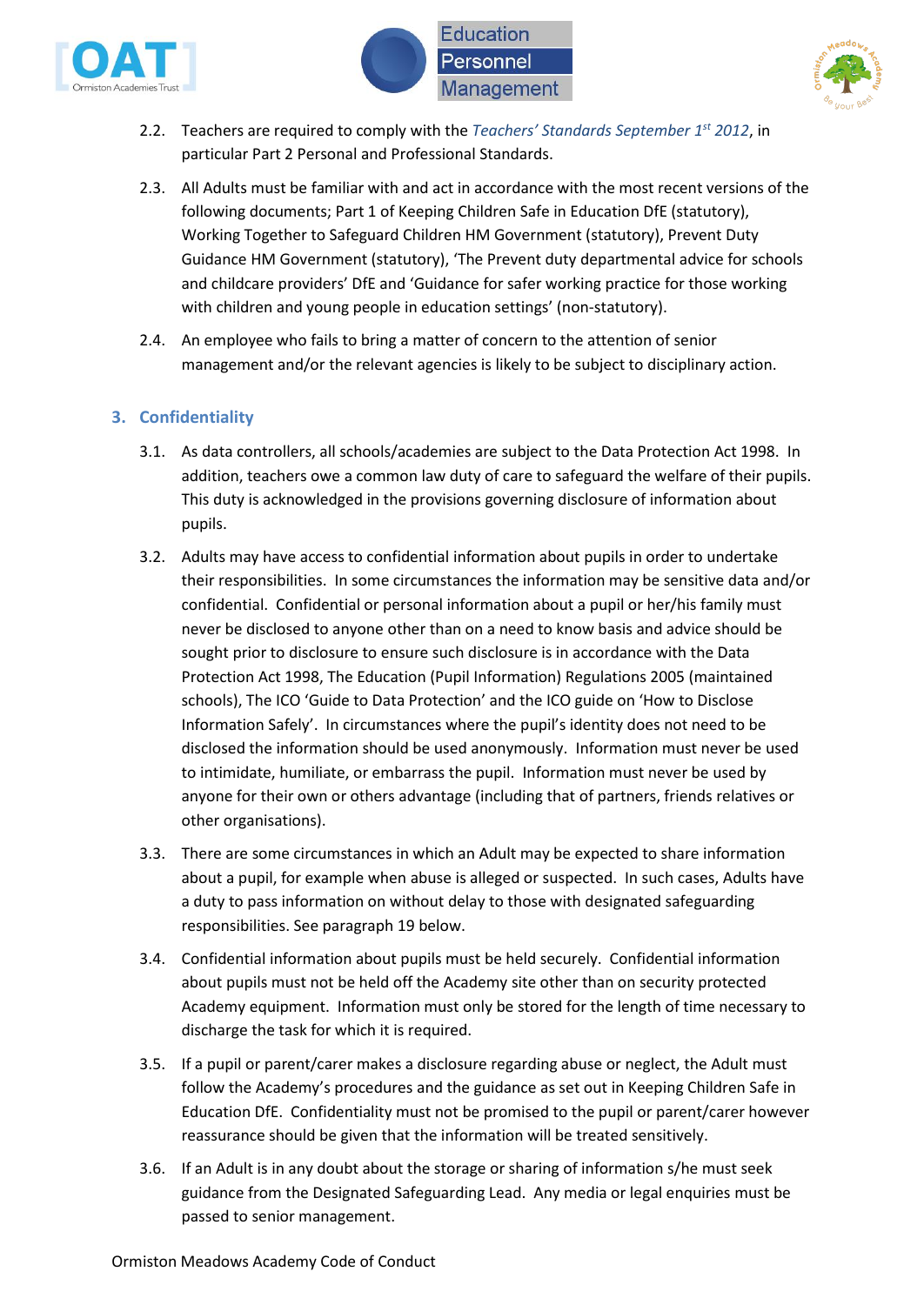2.2. Teachers are required to comply with the *Teachers' Standards September 1st 2012*, in particular Part 2 Personal and Professional Standards.

2.3. All Adults must be familiar with and act in accordance with the most recent versions of the following documents; Part 1 of Keeping Children Safe in Education DfE (statutory), Working Together to Safeguard Children HM Government (statutory), Prevent Duty Guidance HM Government (statutory), 'The Prevent duty departmental advice for schools and childcare providers' DfE and 'Guidance for safer working practice for those working with children and young people in education settings' (non-statutory).

2.4. An employee who fails to bring a matter of concern to the attention of senior management and/or the relevant agencies is likely to be subject to disciplinary action.

## 3. Confidentiality

3.1. As data controllers, all schools/academies are subject to the Data Protection Act 1998. In addition, teachers owe a common law duty of care to safeguard the welfare of their pupils. This duty is acknowledged in the provisions governing disclosure of information about pupils.

3.2. Adults may have access to confidential information about pupils in order to undertake their responsibilities. In some circumstances the information may be sensitive data and/or confidential. Confidential or personal information about a pupil or her/his family must never be disclosed to anyone other than on a need to know basis and advice should be sought prior to disclosure to ensure such disclosure is in accordance with the Data Protection Act 1998, The Education (Pupil Information) Regulations 2005 (maintained schools), The ICO 'Guide to Data Protection' and the ICO guide on 'How to Disclose Information Safely'. In circumstances where the pupil's identity does not need to be disclosed the information should be used anonymously. Information must never be used to intimidate, humiliate, or embarrass the pupil. Information must never be used by anyone for their own or others advantage (including that of partners, friends relatives or other organisations).

3.3. There are some circumstances in which an Adult may be expected to share information about a pupil, for example when abuse is alleged or suspected. In such cases, Adults have a duty to pass information on without delay to those with designated safeguarding responsibilities. See paragraph 19 below.

3.4. Confidential information about pupils must be held securely. Confidential information about pupils must not be held off the Academy site other than on security protected Academy equipment. Information must only be stored for the length of time necessary to discharge the task for which it is required.

3.5. If a pupil or parent/carer makes a disclosure regarding abuse or neglect, the Adult must follow the Academy's procedures and the guidance as set out in Keeping Children Safe in Education DfE. Confidentiality must not be promised to the pupil or parent/carer however reassurance should be given that the information will be treated sensitively.

3.6. If an Adult is in any doubt about the storage or sharing of information s/he must seek guidance from the Designated Safeguarding Lead. Any media or legal enquiries must be passed to senior management.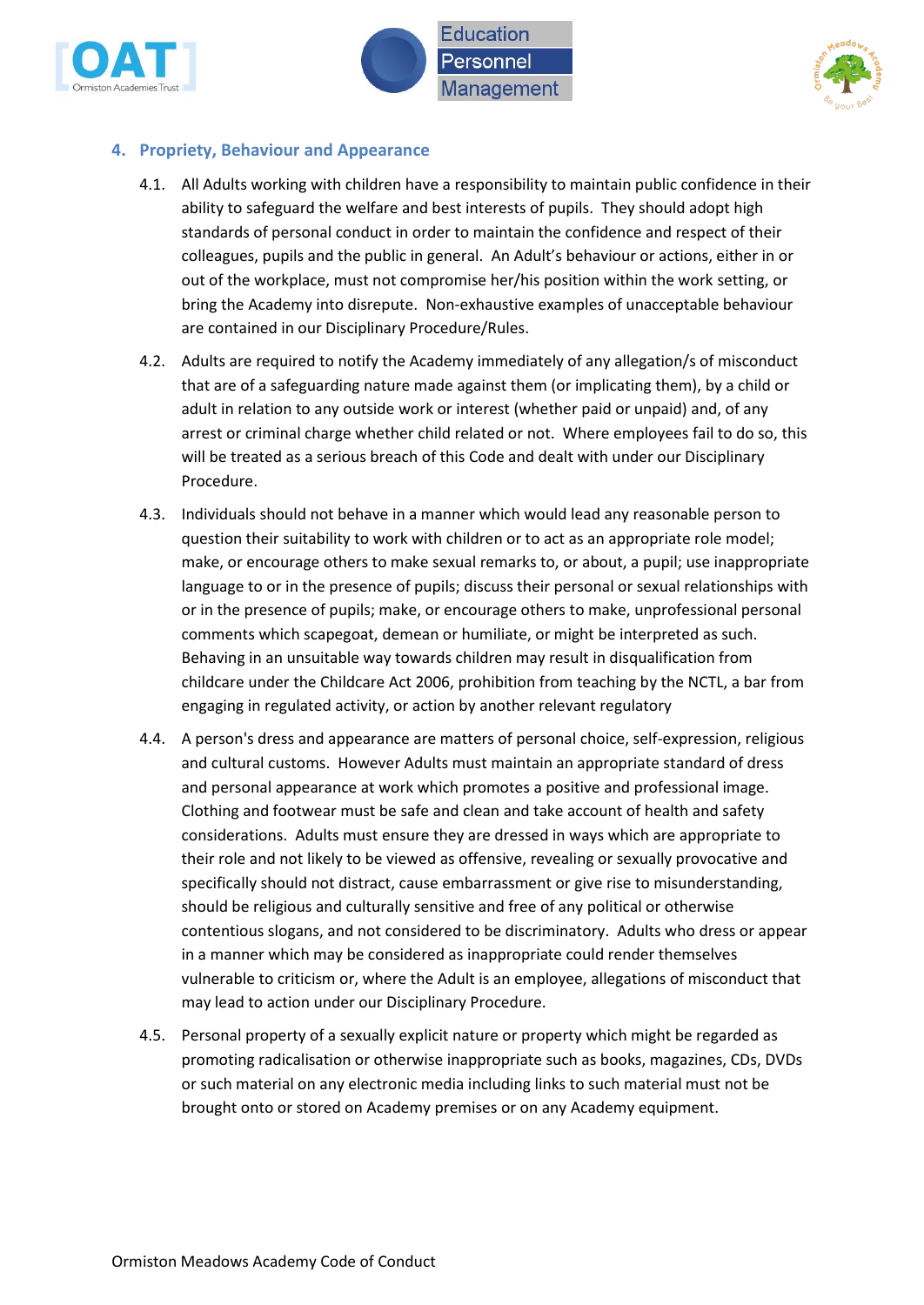## 4. Propriety, Behaviour and Appearance

4.1. All Adults working with children have a responsibility to maintain public confidence in their ability to safeguard the welfare and best interests of pupils. They should adopt high standards of personal conduct in order to maintain the confidence and respect of their colleagues, pupils and the public in general. An Adult's behaviour or actions, either in or out of the workplace, must not compromise her/his position within the work setting, or bring the Academy into disrepute. Non-exhaustive examples of unacceptable behaviour are contained in our Disciplinary Procedure/Rules.

4.2. Adults are required to notify the Academy immediately of any allegation/s of misconduct that are of a safeguarding nature made against them (or implicating them), by a child or adult in relation to any outside work or interest (whether paid or unpaid) and, of any arrest or criminal charge whether child related or not. Where employees fail to do so, this will be treated as a serious breach of this Code and dealt with under our Disciplinary Procedure.

4.3. Individuals should not behave in a manner which would lead any reasonable person to question their suitability to work with children or to act as an appropriate role model; make, or encourage others to make sexual remarks to, or about, a pupil; use inappropriate language to or in the presence of pupils; discuss their personal or sexual relationships with or in the presence of pupils; make, or encourage others to make, unprofessional personal comments which scapegoat, demean or humiliate, or might be interpreted as such. Behaving in an unsuitable way towards children may result in disqualification from childcare under the Childcare Act 2006, prohibition from teaching by the NCTL, a bar from engaging in regulated activity, or action by another relevant regulatory

4.4. A person's dress and appearance are matters of personal choice, self-expression, religious and cultural customs. However Adults must maintain an appropriate standard of dress and personal appearance at work which promotes a positive and professional image. Clothing and footwear must be safe and clean and take account of health and safety considerations. Adults must ensure they are dressed in ways which are appropriate to their role and not likely to be viewed as offensive, revealing or sexually provocative and specifically should not distract, cause embarrassment or give rise to misunderstanding, should be religious and culturally sensitive and free of any political or otherwise contentious slogans, and not considered to be discriminatory. Adults who dress or appear in a manner which may be considered as inappropriate could render themselves vulnerable to criticism or, where the Adult is an employee, allegations of misconduct that may lead to action under our Disciplinary Procedure.

4.5. Personal property of a sexually explicit nature or property which might be regarded as promoting radicalisation or otherwise inappropriate such as books, magazines, CDs, DVDs or such material on any electronic media including links to such material must not be brought onto or stored on Academy premises or on any Academy equipment.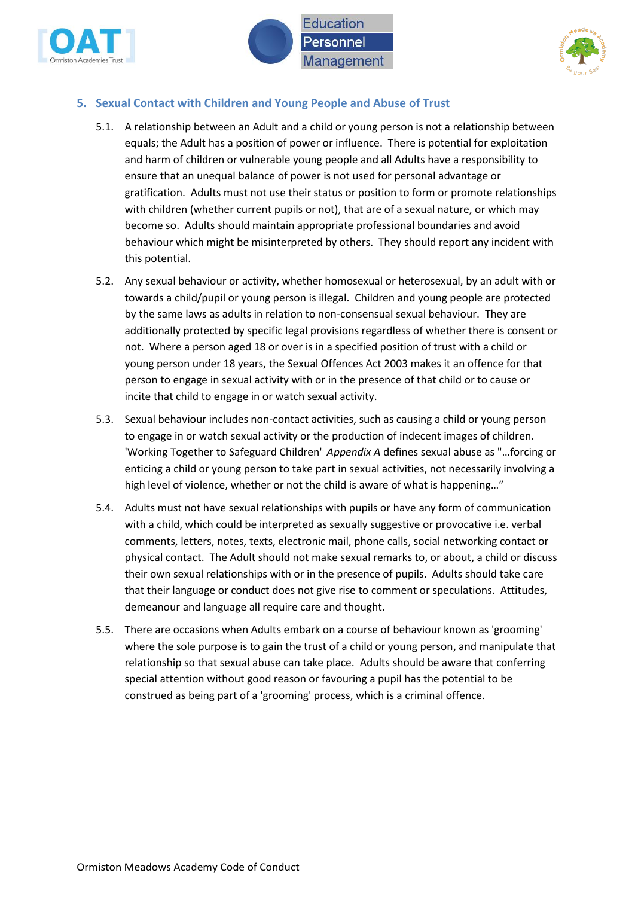## 5. Sexual Contact with Children and Young People and Abuse of Trust

5.1. A relationship between an Adult and a child or young person is not a relationship between equals; the Adult has a position of power or influence. There is potential for exploitation and harm of children or vulnerable young people and all Adults have a responsibility to ensure that an unequal balance of power is not used for personal advantage or gratification. Adults must not use their status or position to form or promote relationships with children (whether current pupils or not), that are of a sexual nature, or which may become so. Adults should maintain appropriate professional boundaries and avoid behaviour which might be misinterpreted by others. They should report any incident with this potential.

5.2. Any sexual behaviour or activity, whether homosexual or heterosexual, by an adult with or towards a child/pupil or young person is illegal. Children and young people are protected by the same laws as adults in relation to non-consensual sexual behaviour. They are additionally protected by specific legal provisions regardless of whether there is consent or not. Where a person aged 18 or over is in a specified position of trust with a child or young person under 18 years, the Sexual Offences Act 2003 makes it an offence for that person to engage in sexual activity with or in the presence of that child or to cause or incite that child to engage in or watch sexual activity.

5.3. Sexual behaviour includes non-contact activities, such as causing a child or young person to engage in or watch sexual activity or the production of indecent images of children. 'Working Together to Safeguard Children', *Appendix A* defines sexual abuse as "…forcing or enticing a child or young person to take part in sexual activities, not necessarily involving a high level of violence, whether or not the child is aware of what is happening…"

5.4. Adults must not have sexual relationships with pupils or have any form of communication with a child, which could be interpreted as sexually suggestive or provocative i.e. verbal comments, letters, notes, texts, electronic mail, phone calls, social networking contact or physical contact. The Adult should not make sexual remarks to, or about, a child or discuss their own sexual relationships with or in the presence of pupils. Adults should take care that their language or conduct does not give rise to comment or speculations. Attitudes, demeanour and language all require care and thought.

5.5. There are occasions when Adults embark on a course of behaviour known as 'grooming' where the sole purpose is to gain the trust of a child or young person, and manipulate that relationship so that sexual abuse can take place. Adults should be aware that conferring special attention without good reason or favouring a pupil has the potential to be construed as being part of a 'grooming' process, which is a criminal offence.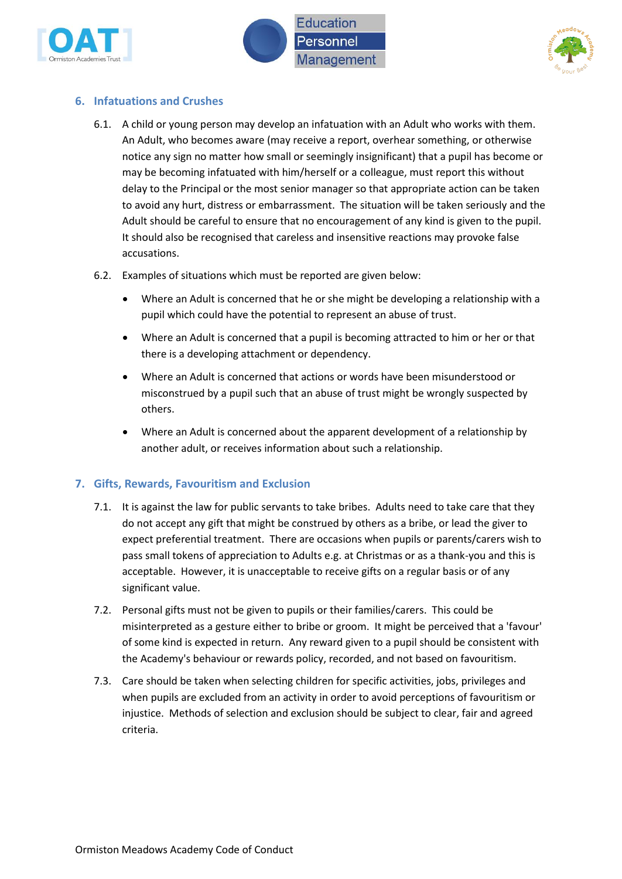## 6. Infatuations and Crushes

6.1. A child or young person may develop an infatuation with an Adult who works with them. An Adult, who becomes aware (may receive a report, overhear something, or otherwise notice any sign no matter how small or seemingly insignificant) that a pupil has become or may be becoming infatuated with him/herself or a colleague, must report this without delay to the Principal or the most senior manager so that appropriate action can be taken to avoid any hurt, distress or embarrassment. The situation will be taken seriously and the Adult should be careful to ensure that no encouragement of any kind is given to the pupil. It should also be recognised that careless and insensitive reactions may provoke false accusations.

6.2. Examples of situations which must be reported are given below:

- Where an Adult is concerned that he or she might be developing a relationship with a pupil which could have the potential to represent an abuse of trust.
- Where an Adult is concerned that a pupil is becoming attracted to him or her or that there is a developing attachment or dependency.
- Where an Adult is concerned that actions or words have been misunderstood or misconstrued by a pupil such that an abuse of trust might be wrongly suspected by others.
- Where an Adult is concerned about the apparent development of a relationship by another adult, or receives information about such a relationship.

## 7. Gifts, Rewards, Favouritism and Exclusion

7.1. It is against the law for public servants to take bribes. Adults need to take care that they do not accept any gift that might be construed by others as a bribe, or lead the giver to expect preferential treatment. There are occasions when pupils or parents/carers wish to pass small tokens of appreciation to Adults e.g. at Christmas or as a thank-you and this is acceptable. However, it is unacceptable to receive gifts on a regular basis or of any significant value.

7.2. Personal gifts must not be given to pupils or their families/carers. This could be misinterpreted as a gesture either to bribe or groom. It might be perceived that a 'favour' of some kind is expected in return. Any reward given to a pupil should be consistent with the Academy's behaviour or rewards policy, recorded, and not based on favouritism.

7.3. Care should be taken when selecting children for specific activities, jobs, privileges and when pupils are excluded from an activity in order to avoid perceptions of favouritism or injustice. Methods of selection and exclusion should be subject to clear, fair and agreed criteria.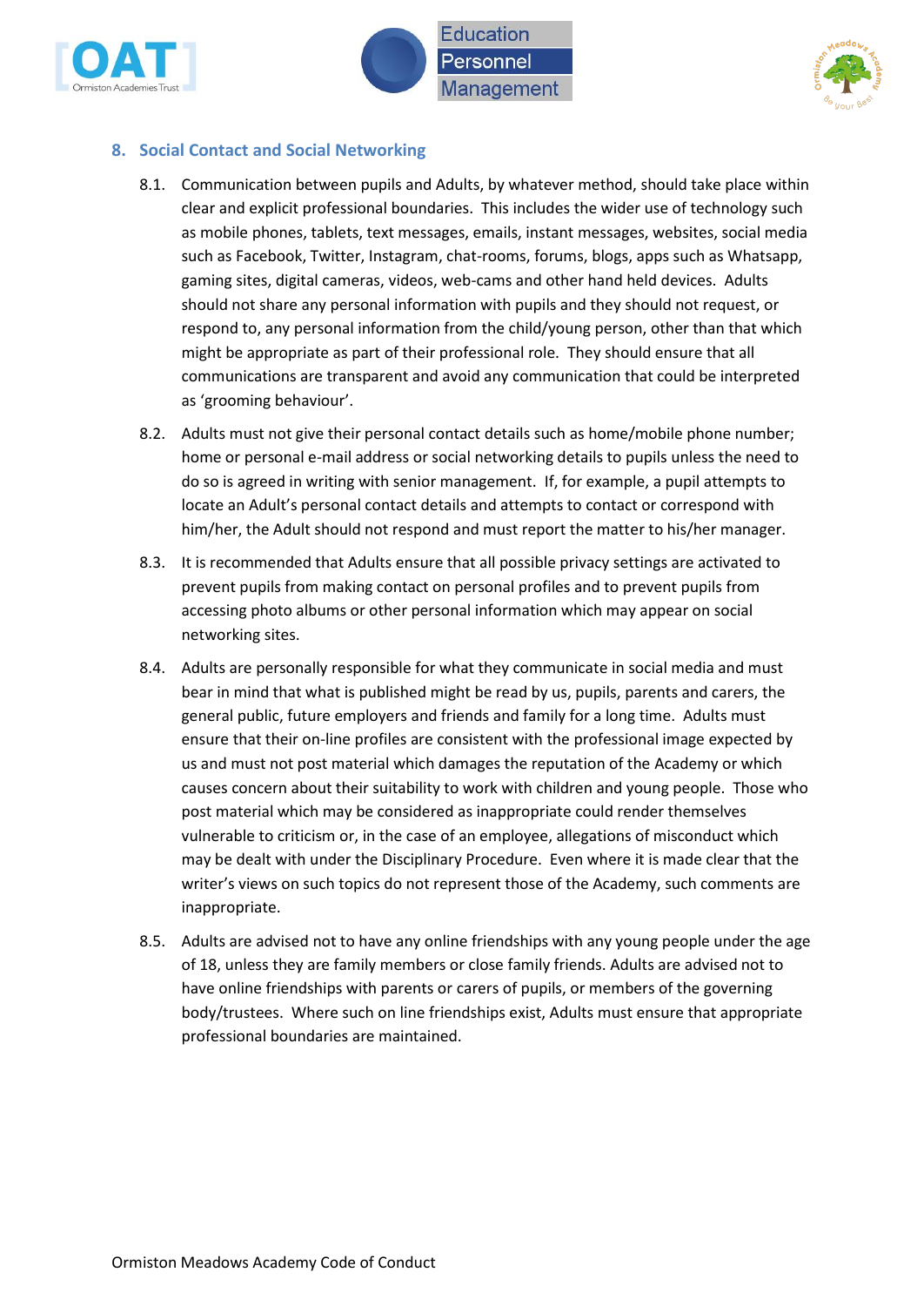## 8. Social Contact and Social Networking

8.1. Communication between pupils and Adults, by whatever method, should take place within clear and explicit professional boundaries. This includes the wider use of technology such as mobile phones, tablets, text messages, emails, instant messages, websites, social media such as Facebook, Twitter, Instagram, chat-rooms, forums, blogs, apps such as Whatsapp, gaming sites, digital cameras, videos, web-cams and other hand held devices. Adults should not share any personal information with pupils and they should not request, or respond to, any personal information from the child/young person, other than that which might be appropriate as part of their professional role. They should ensure that all communications are transparent and avoid any communication that could be interpreted as 'grooming behaviour'.

8.2. Adults must not give their personal contact details such as home/mobile phone number; home or personal e-mail address or social networking details to pupils unless the need to do so is agreed in writing with senior management. If, for example, a pupil attempts to locate an Adult's personal contact details and attempts to contact or correspond with him/her, the Adult should not respond and must report the matter to his/her manager.

8.3. It is recommended that Adults ensure that all possible privacy settings are activated to prevent pupils from making contact on personal profiles and to prevent pupils from accessing photo albums or other personal information which may appear on social networking sites.

8.4. Adults are personally responsible for what they communicate in social media and must bear in mind that what is published might be read by us, pupils, parents and carers, the general public, future employers and friends and family for a long time. Adults must ensure that their on-line profiles are consistent with the professional image expected by us and must not post material which damages the reputation of the Academy or which causes concern about their suitability to work with children and young people. Those who post material which may be considered as inappropriate could render themselves vulnerable to criticism or, in the case of an employee, allegations of misconduct which may be dealt with under the Disciplinary Procedure. Even where it is made clear that the writer's views on such topics do not represent those of the Academy, such comments are inappropriate.

8.5. Adults are advised not to have any online friendships with any young people under the age of 18, unless they are family members or close family friends. Adults are advised not to have online friendships with parents or carers of pupils, or members of the governing body/trustees. Where such on line friendships exist, Adults must ensure that appropriate professional boundaries are maintained.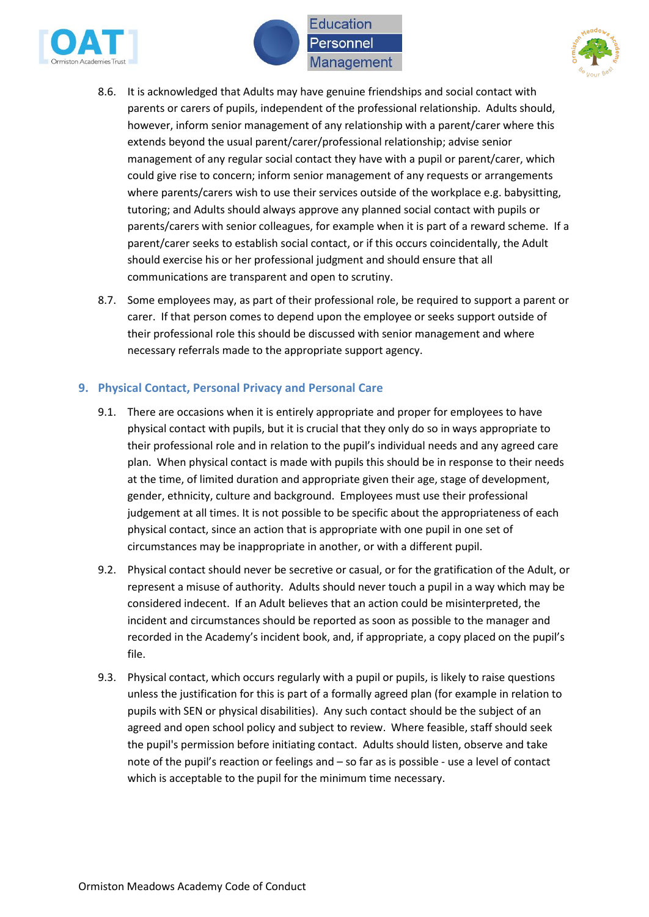8.6. It is acknowledged that Adults may have genuine friendships and social contact with parents or carers of pupils, independent of the professional relationship. Adults should, however, inform senior management of any relationship with a parent/carer where this extends beyond the usual parent/carer/professional relationship; advise senior management of any regular social contact they have with a pupil or parent/carer, which could give rise to concern; inform senior management of any requests or arrangements where parents/carers wish to use their services outside of the workplace e.g. babysitting, tutoring; and Adults should always approve any planned social contact with pupils or parents/carers with senior colleagues, for example when it is part of a reward scheme. If a parent/carer seeks to establish social contact, or if this occurs coincidentally, the Adult should exercise his or her professional judgment and should ensure that all communications are transparent and open to scrutiny.

8.7. Some employees may, as part of their professional role, be required to support a parent or carer. If that person comes to depend upon the employee or seeks support outside of their professional role this should be discussed with senior management and where necessary referrals made to the appropriate support agency.

## 9. Physical Contact, Personal Privacy and Personal Care

9.1. There are occasions when it is entirely appropriate and proper for employees to have physical contact with pupils, but it is crucial that they only do so in ways appropriate to their professional role and in relation to the pupil's individual needs and any agreed care plan. When physical contact is made with pupils this should be in response to their needs at the time, of limited duration and appropriate given their age, stage of development, gender, ethnicity, culture and background. Employees must use their professional judgement at all times. It is not possible to be specific about the appropriateness of each physical contact, since an action that is appropriate with one pupil in one set of circumstances may be inappropriate in another, or with a different pupil.

9.2. Physical contact should never be secretive or casual, or for the gratification of the Adult, or represent a misuse of authority. Adults should never touch a pupil in a way which may be considered indecent. If an Adult believes that an action could be misinterpreted, the incident and circumstances should be reported as soon as possible to the manager and recorded in the Academy's incident book, and, if appropriate, a copy placed on the pupil's file.

9.3. Physical contact, which occurs regularly with a pupil or pupils, is likely to raise questions unless the justification for this is part of a formally agreed plan (for example in relation to pupils with SEN or physical disabilities). Any such contact should be the subject of an agreed and open school policy and subject to review. Where feasible, staff should seek the pupil's permission before initiating contact. Adults should listen, observe and take note of the pupil's reaction or feelings and – so far as is possible - use a level of contact which is acceptable to the pupil for the minimum time necessary.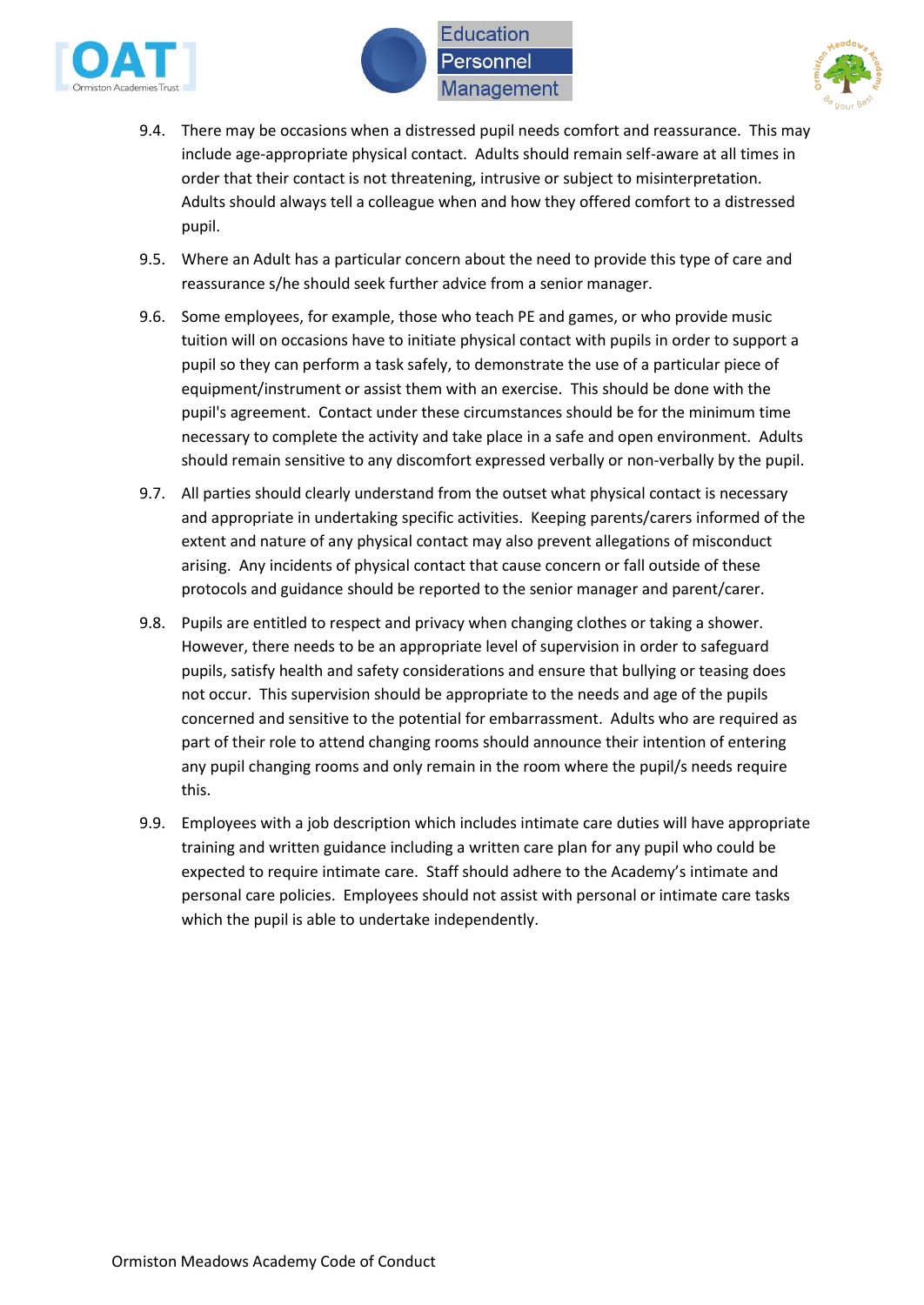9.4. There may be occasions when a distressed pupil needs comfort and reassurance. This may include age-appropriate physical contact. Adults should remain self-aware at all times in order that their contact is not threatening, intrusive or subject to misinterpretation. Adults should always tell a colleague when and how they offered comfort to a distressed pupil.

9.5. Where an Adult has a particular concern about the need to provide this type of care and reassurance s/he should seek further advice from a senior manager.

9.6. Some employees, for example, those who teach PE and games, or who provide music tuition will on occasions have to initiate physical contact with pupils in order to support a pupil so they can perform a task safely, to demonstrate the use of a particular piece of equipment/instrument or assist them with an exercise. This should be done with the pupil's agreement. Contact under these circumstances should be for the minimum time necessary to complete the activity and take place in a safe and open environment. Adults should remain sensitive to any discomfort expressed verbally or non-verbally by the pupil.

9.7. All parties should clearly understand from the outset what physical contact is necessary and appropriate in undertaking specific activities. Keeping parents/carers informed of the extent and nature of any physical contact may also prevent allegations of misconduct arising. Any incidents of physical contact that cause concern or fall outside of these protocols and guidance should be reported to the senior manager and parent/carer.

9.8. Pupils are entitled to respect and privacy when changing clothes or taking a shower. However, there needs to be an appropriate level of supervision in order to safeguard pupils, satisfy health and safety considerations and ensure that bullying or teasing does not occur. This supervision should be appropriate to the needs and age of the pupils concerned and sensitive to the potential for embarrassment. Adults who are required as part of their role to attend changing rooms should announce their intention of entering any pupil changing rooms and only remain in the room where the pupil/s needs require this.

9.9. Employees with a job description which includes intimate care duties will have appropriate training and written guidance including a written care plan for any pupil who could be expected to require intimate care. Staff should adhere to the Academy's intimate and personal care policies. Employees should not assist with personal or intimate care tasks which the pupil is able to undertake independently.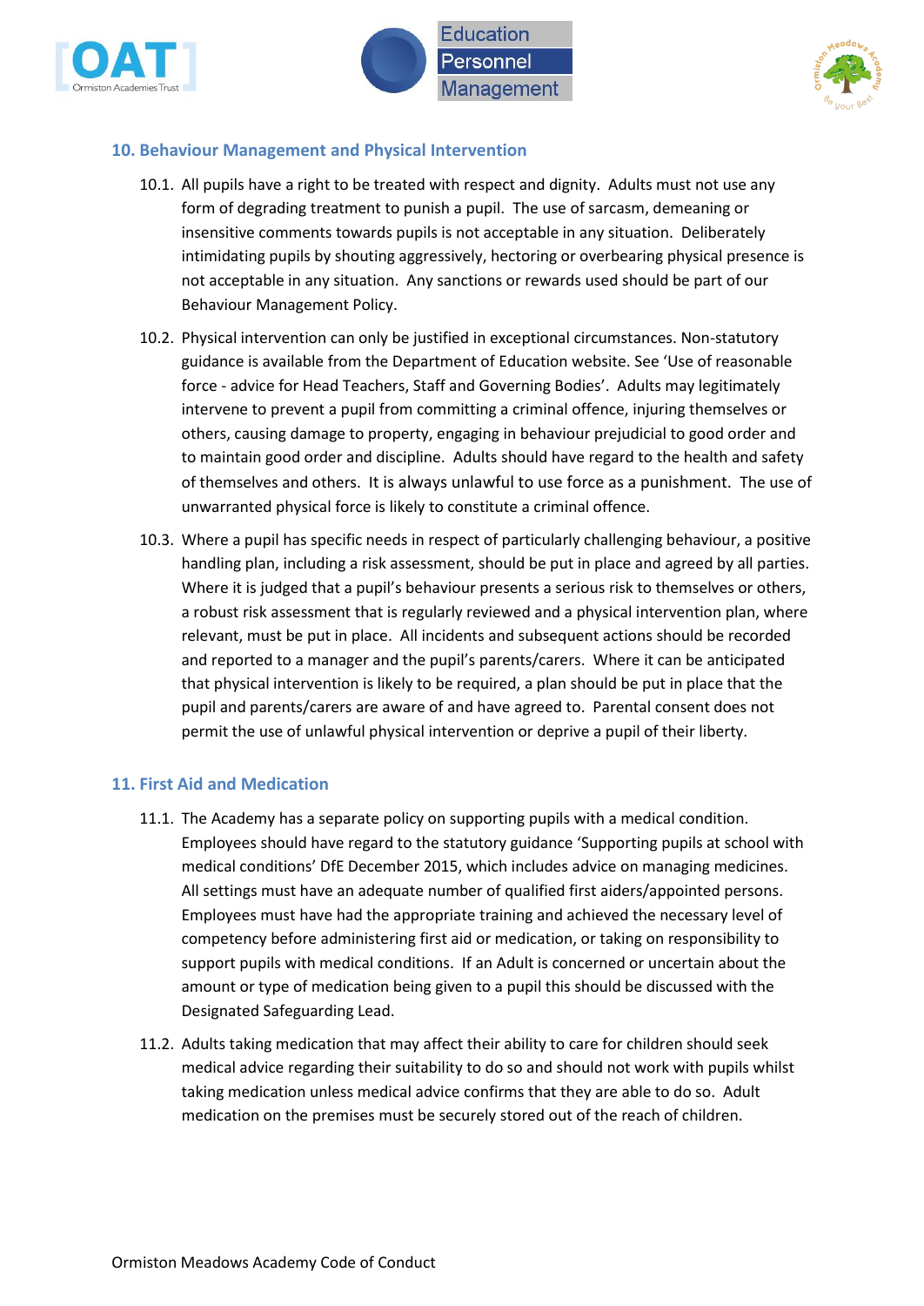## 10. Behaviour Management and Physical Intervention

10.1. All pupils have a right to be treated with respect and dignity. Adults must not use any form of degrading treatment to punish a pupil. The use of sarcasm, demeaning or insensitive comments towards pupils is not acceptable in any situation. Deliberately intimidating pupils by shouting aggressively, hectoring or overbearing physical presence is not acceptable in any situation. Any sanctions or rewards used should be part of our Behaviour Management Policy.

10.2. Physical intervention can only be justified in exceptional circumstances. Non-statutory guidance is available from the Department of Education website. See 'Use of reasonable force - advice for Head Teachers, Staff and Governing Bodies'. Adults may legitimately intervene to prevent a pupil from committing a criminal offence, injuring themselves or others, causing damage to property, engaging in behaviour prejudicial to good order and to maintain good order and discipline. Adults should have regard to the health and safety of themselves and others. It is always unlawful to use force as a punishment. The use of unwarranted physical force is likely to constitute a criminal offence.

10.3. Where a pupil has specific needs in respect of particularly challenging behaviour, a positive handling plan, including a risk assessment, should be put in place and agreed by all parties. Where it is judged that a pupil's behaviour presents a serious risk to themselves or others, a robust risk assessment that is regularly reviewed and a physical intervention plan, where relevant, must be put in place. All incidents and subsequent actions should be recorded and reported to a manager and the pupil's parents/carers. Where it can be anticipated that physical intervention is likely to be required, a plan should be put in place that the pupil and parents/carers are aware of and have agreed to. Parental consent does not permit the use of unlawful physical intervention or deprive a pupil of their liberty.

## 11. First Aid and Medication

11.1. The Academy has a separate policy on supporting pupils with a medical condition. Employees should have regard to the statutory guidance 'Supporting pupils at school with medical conditions' DfE December 2015, which includes advice on managing medicines. All settings must have an adequate number of qualified first aiders/appointed persons. Employees must have had the appropriate training and achieved the necessary level of competency before administering first aid or medication, or taking on responsibility to support pupils with medical conditions. If an Adult is concerned or uncertain about the amount or type of medication being given to a pupil this should be discussed with the Designated Safeguarding Lead.

11.2. Adults taking medication that may affect their ability to care for children should seek medical advice regarding their suitability to do so and should not work with pupils whilst taking medication unless medical advice confirms that they are able to do so. Adult medication on the premises must be securely stored out of the reach of children.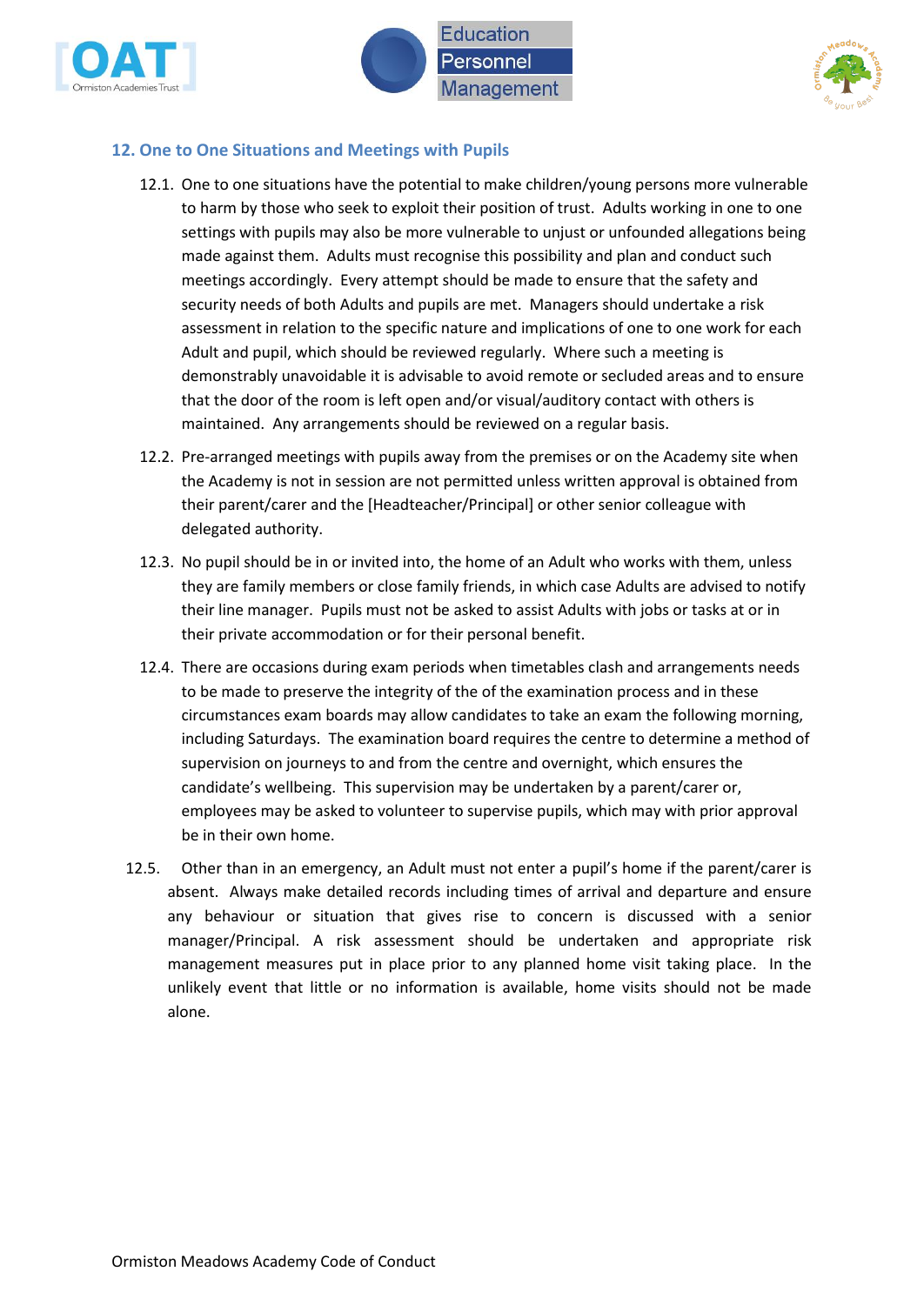## 12. One to One Situations and Meetings with Pupils

12.1. One to one situations have the potential to make children/young persons more vulnerable to harm by those who seek to exploit their position of trust. Adults working in one to one settings with pupils may also be more vulnerable to unjust or unfounded allegations being made against them. Adults must recognise this possibility and plan and conduct such meetings accordingly. Every attempt should be made to ensure that the safety and security needs of both Adults and pupils are met. Managers should undertake a risk assessment in relation to the specific nature and implications of one to one work for each Adult and pupil, which should be reviewed regularly. Where such a meeting is demonstrably unavoidable it is advisable to avoid remote or secluded areas and to ensure that the door of the room is left open and/or visual/auditory contact with others is maintained. Any arrangements should be reviewed on a regular basis.

12.2. Pre-arranged meetings with pupils away from the premises or on the Academy site when the Academy is not in session are not permitted unless written approval is obtained from their parent/carer and the [Headteacher/Principal] or other senior colleague with delegated authority.

12.3. No pupil should be in or invited into, the home of an Adult who works with them, unless they are family members or close family friends, in which case Adults are advised to notify their line manager. Pupils must not be asked to assist Adults with jobs or tasks at or in their private accommodation or for their personal benefit.

12.4. There are occasions during exam periods when timetables clash and arrangements needs to be made to preserve the integrity of the of the examination process and in these circumstances exam boards may allow candidates to take an exam the following morning, including Saturdays. The examination board requires the centre to determine a method of supervision on journeys to and from the centre and overnight, which ensures the candidate's wellbeing. This supervision may be undertaken by a parent/carer or, employees may be asked to volunteer to supervise pupils, which may with prior approval be in their own home.

12.5. Other than in an emergency, an Adult must not enter a pupil's home if the parent/carer is absent. Always make detailed records including times of arrival and departure and ensure any behaviour or situation that gives rise to concern is discussed with a senior manager/Principal. A risk assessment should be undertaken and appropriate risk management measures put in place prior to any planned home visit taking place. In the unlikely event that little or no information is available, home visits should not be made alone.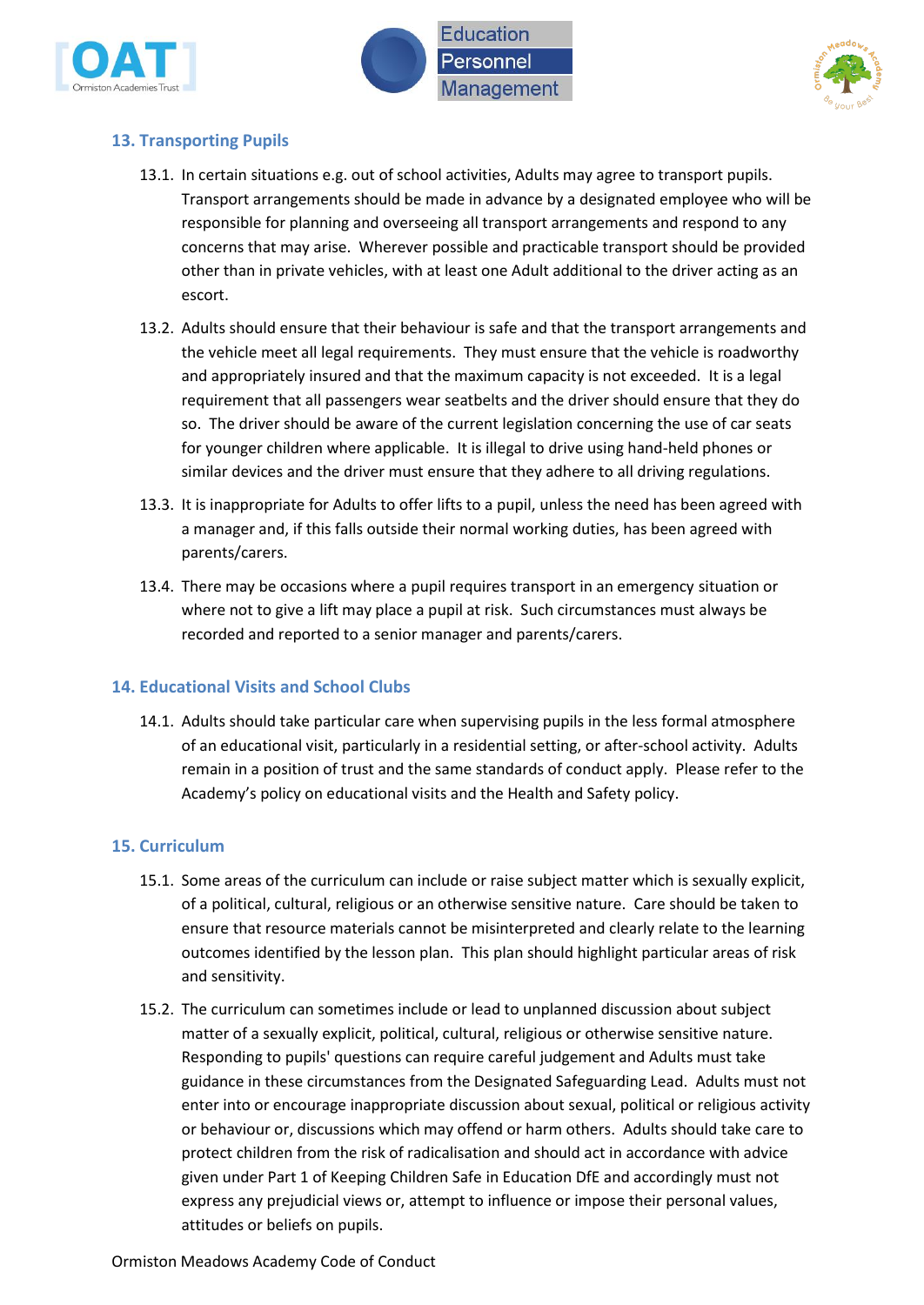## 13. Transporting Pupils

13.1. In certain situations e.g. out of school activities, Adults may agree to transport pupils. Transport arrangements should be made in advance by a designated employee who will be responsible for planning and overseeing all transport arrangements and respond to any concerns that may arise. Wherever possible and practicable transport should be provided other than in private vehicles, with at least one Adult additional to the driver acting as an escort.

13.2. Adults should ensure that their behaviour is safe and that the transport arrangements and the vehicle meet all legal requirements. They must ensure that the vehicle is roadworthy and appropriately insured and that the maximum capacity is not exceeded. It is a legal requirement that all passengers wear seatbelts and the driver should ensure that they do so. The driver should be aware of the current legislation concerning the use of car seats for younger children where applicable. It is illegal to drive using hand-held phones or similar devices and the driver must ensure that they adhere to all driving regulations.

13.3. It is inappropriate for Adults to offer lifts to a pupil, unless the need has been agreed with a manager and, if this falls outside their normal working duties, has been agreed with parents/carers.

13.4. There may be occasions where a pupil requires transport in an emergency situation or where not to give a lift may place a pupil at risk. Such circumstances must always be recorded and reported to a senior manager and parents/carers.

## 14. Educational Visits and School Clubs

14.1. Adults should take particular care when supervising pupils in the less formal atmosphere of an educational visit, particularly in a residential setting, or after-school activity. Adults remain in a position of trust and the same standards of conduct apply. Please refer to the Academy's policy on educational visits and the Health and Safety policy.

## 15. Curriculum

15.1. Some areas of the curriculum can include or raise subject matter which is sexually explicit, of a political, cultural, religious or an otherwise sensitive nature. Care should be taken to ensure that resource materials cannot be misinterpreted and clearly relate to the learning outcomes identified by the lesson plan. This plan should highlight particular areas of risk and sensitivity.

15.2. The curriculum can sometimes include or lead to unplanned discussion about subject matter of a sexually explicit, political, cultural, religious or otherwise sensitive nature. Responding to pupils' questions can require careful judgement and Adults must take guidance in these circumstances from the Designated Safeguarding Lead. Adults must not enter into or encourage inappropriate discussion about sexual, political or religious activity or behaviour or, discussions which may offend or harm others. Adults should take care to protect children from the risk of radicalisation and should act in accordance with advice given under Part 1 of Keeping Children Safe in Education DfE and accordingly must not express any prejudicial views or, attempt to influence or impose their personal values, attitudes or beliefs on pupils.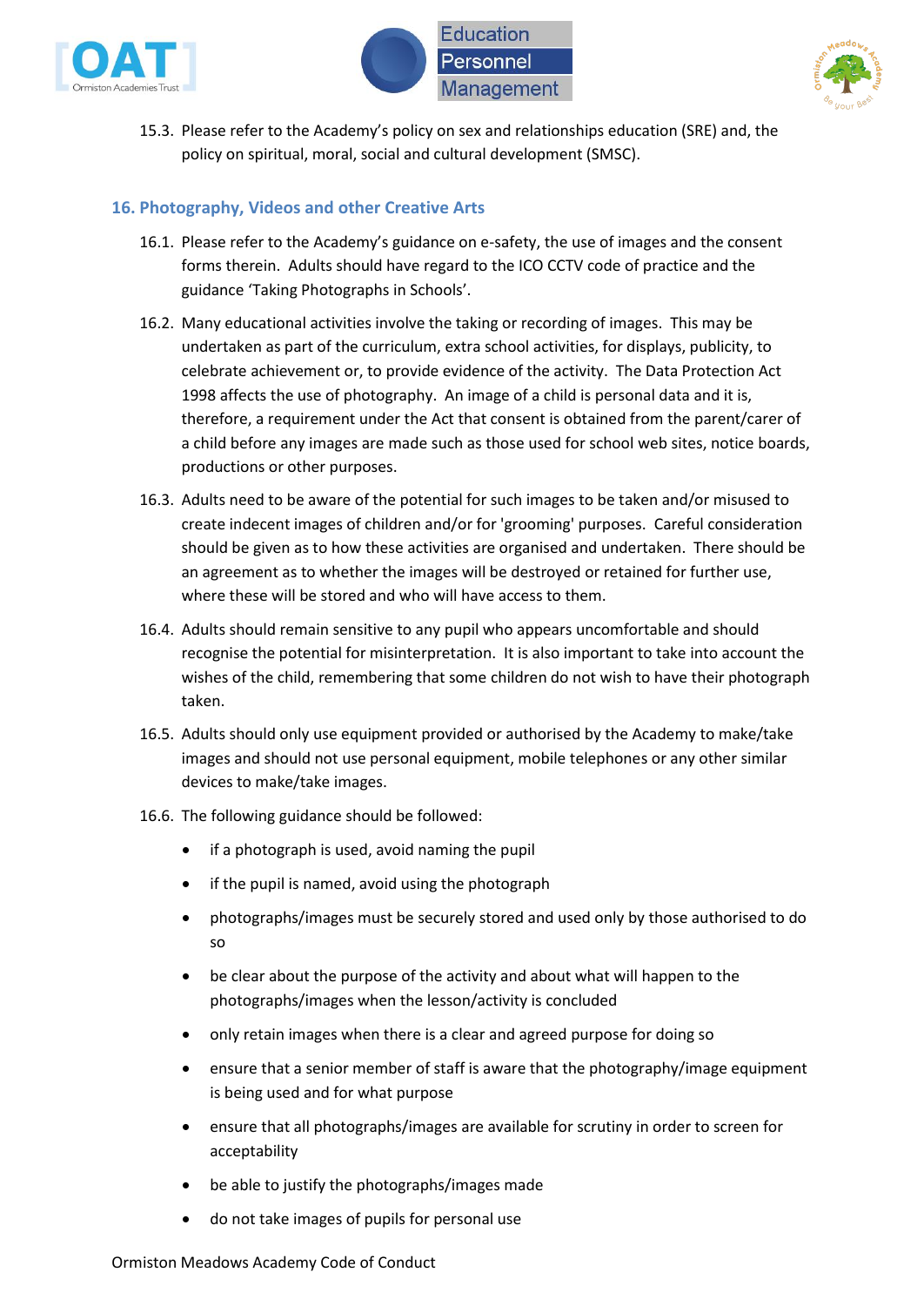15.3. Please refer to the Academy's policy on sex and relationships education (SRE) and, the policy on spiritual, moral, social and cultural development (SMSC).

## 16. Photography, Videos and other Creative Arts

16.1. Please refer to the Academy's guidance on e-safety, the use of images and the consent forms therein. Adults should have regard to the ICO CCTV code of practice and the guidance 'Taking Photographs in Schools'.

16.2. Many educational activities involve the taking or recording of images. This may be undertaken as part of the curriculum, extra school activities, for displays, publicity, to celebrate achievement or, to provide evidence of the activity. The Data Protection Act 1998 affects the use of photography. An image of a child is personal data and it is, therefore, a requirement under the Act that consent is obtained from the parent/carer of a child before any images are made such as those used for school web sites, notice boards, productions or other purposes.

16.3. Adults need to be aware of the potential for such images to be taken and/or misused to create indecent images of children and/or for 'grooming' purposes. Careful consideration should be given as to how these activities are organised and undertaken. There should be an agreement as to whether the images will be destroyed or retained for further use, where these will be stored and who will have access to them.

16.4. Adults should remain sensitive to any pupil who appears uncomfortable and should recognise the potential for misinterpretation. It is also important to take into account the wishes of the child, remembering that some children do not wish to have their photograph taken.

16.5. Adults should only use equipment provided or authorised by the Academy to make/take images and should not use personal equipment, mobile telephones or any other similar devices to make/take images.

16.6. The following guidance should be followed:

- if a photograph is used, avoid naming the pupil
- if the pupil is named, avoid using the photograph
- photographs/images must be securely stored and used only by those authorised to do so
- be clear about the purpose of the activity and about what will happen to the photographs/images when the lesson/activity is concluded
- only retain images when there is a clear and agreed purpose for doing so
- ensure that a senior member of staff is aware that the photography/image equipment is being used and for what purpose
- ensure that all photographs/images are available for scrutiny in order to screen for acceptability
- be able to justify the photographs/images made
- do not take images of pupils for personal use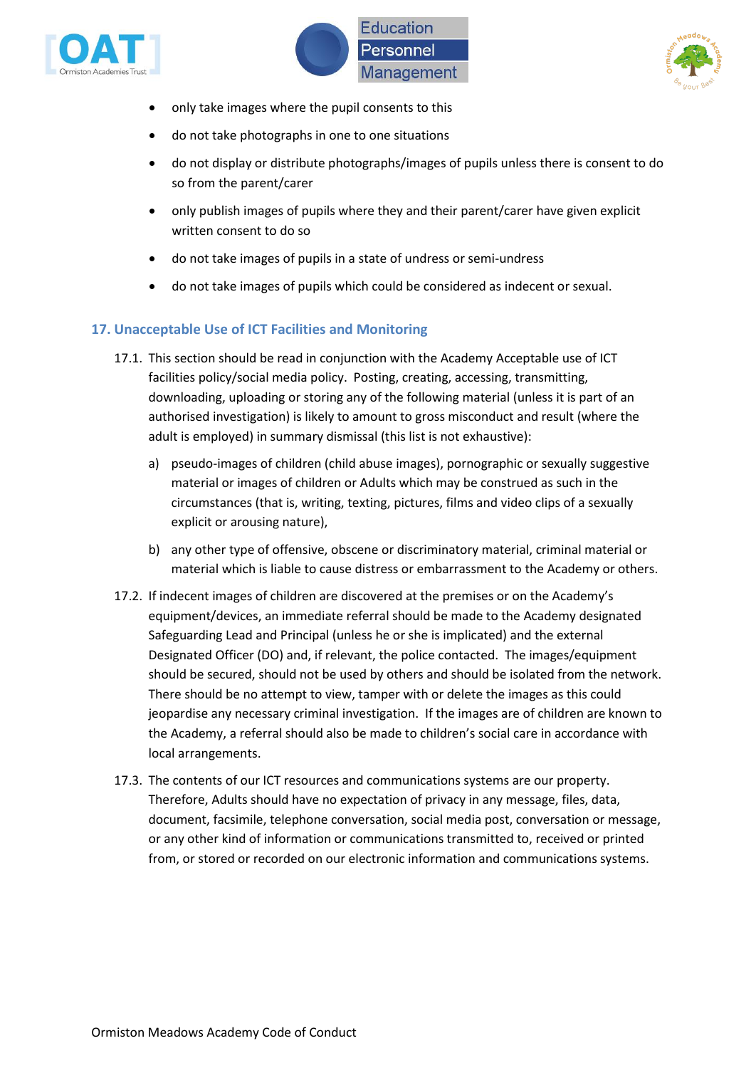- only take images where the pupil consents to this
- do not take photographs in one to one situations
- do not display or distribute photographs/images of pupils unless there is consent to do so from the parent/carer
- only publish images of pupils where they and their parent/carer have given explicit written consent to do so
- do not take images of pupils in a state of undress or semi-undress
- do not take images of pupils which could be considered as indecent or sexual.

## 17. Unacceptable Use of ICT Facilities and Monitoring

17.1. This section should be read in conjunction with the Academy Acceptable use of ICT facilities policy/social media policy. Posting, creating, accessing, transmitting, downloading, uploading or storing any of the following material (unless it is part of an authorised investigation) is likely to amount to gross misconduct and result (where the adult is employed) in summary dismissal (this list is not exhaustive):

a) pseudo-images of children (child abuse images), pornographic or sexually suggestive material or images of children or Adults which may be construed as such in the circumstances (that is, writing, texting, pictures, films and video clips of a sexually explicit or arousing nature),

b) any other type of offensive, obscene or discriminatory material, criminal material or material which is liable to cause distress or embarrassment to the Academy or others.

17.2. If indecent images of children are discovered at the premises or on the Academy's equipment/devices, an immediate referral should be made to the Academy designated Safeguarding Lead and Principal (unless he or she is implicated) and the external Designated Officer (DO) and, if relevant, the police contacted. The images/equipment should be secured, should not be used by others and should be isolated from the network. There should be no attempt to view, tamper with or delete the images as this could jeopardise any necessary criminal investigation. If the images are of children are known to the Academy, a referral should also be made to children's social care in accordance with local arrangements.

17.3. The contents of our ICT resources and communications systems are our property. Therefore, Adults should have no expectation of privacy in any message, files, data, document, facsimile, telephone conversation, social media post, conversation or message, or any other kind of information or communications transmitted to, received or printed from, or stored or recorded on our electronic information and communications systems.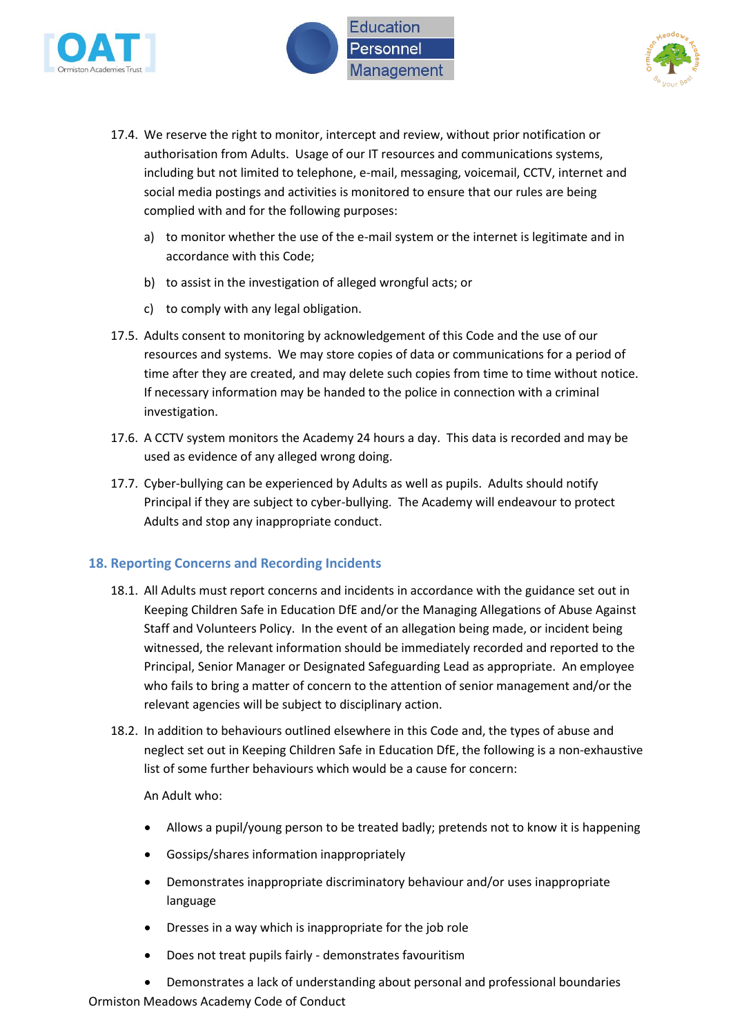17.4. We reserve the right to monitor, intercept and review, without prior notification or authorisation from Adults. Usage of our IT resources and communications systems, including but not limited to telephone, e-mail, messaging, voicemail, CCTV, internet and social media postings and activities is monitored to ensure that our rules are being complied with and for the following purposes:

a) to monitor whether the use of the e-mail system or the internet is legitimate and in accordance with this Code;

b) to assist in the investigation of alleged wrongful acts; or

c) to comply with any legal obligation.

17.5. Adults consent to monitoring by acknowledgement of this Code and the use of our resources and systems. We may store copies of data or communications for a period of time after they are created, and may delete such copies from time to time without notice. If necessary information may be handed to the police in connection with a criminal investigation.

17.6. A CCTV system monitors the Academy 24 hours a day. This data is recorded and may be used as evidence of any alleged wrong doing.

17.7. Cyber-bullying can be experienced by Adults as well as pupils. Adults should notify Principal if they are subject to cyber-bullying. The Academy will endeavour to protect Adults and stop any inappropriate conduct.

## 18. Reporting Concerns and Recording Incidents

18.1. All Adults must report concerns and incidents in accordance with the guidance set out in Keeping Children Safe in Education DfE and/or the Managing Allegations of Abuse Against Staff and Volunteers Policy. In the event of an allegation being made, or incident being witnessed, the relevant information should be immediately recorded and reported to the Principal, Senior Manager or Designated Safeguarding Lead as appropriate. An employee who fails to bring a matter of concern to the attention of senior management and/or the relevant agencies will be subject to disciplinary action.

18.2. In addition to behaviours outlined elsewhere in this Code and, the types of abuse and neglect set out in Keeping Children Safe in Education DfE, the following is a non-exhaustive list of some further behaviours which would be a cause for concern:

An Adult who:

- Allows a pupil/young person to be treated badly; pretends not to know it is happening
- Gossips/shares information inappropriately
- Demonstrates inappropriate discriminatory behaviour and/or uses inappropriate language
- Dresses in a way which is inappropriate for the job role
- Does not treat pupils fairly - demonstrates favouritism
- Demonstrates a lack of understanding about personal and professional boundaries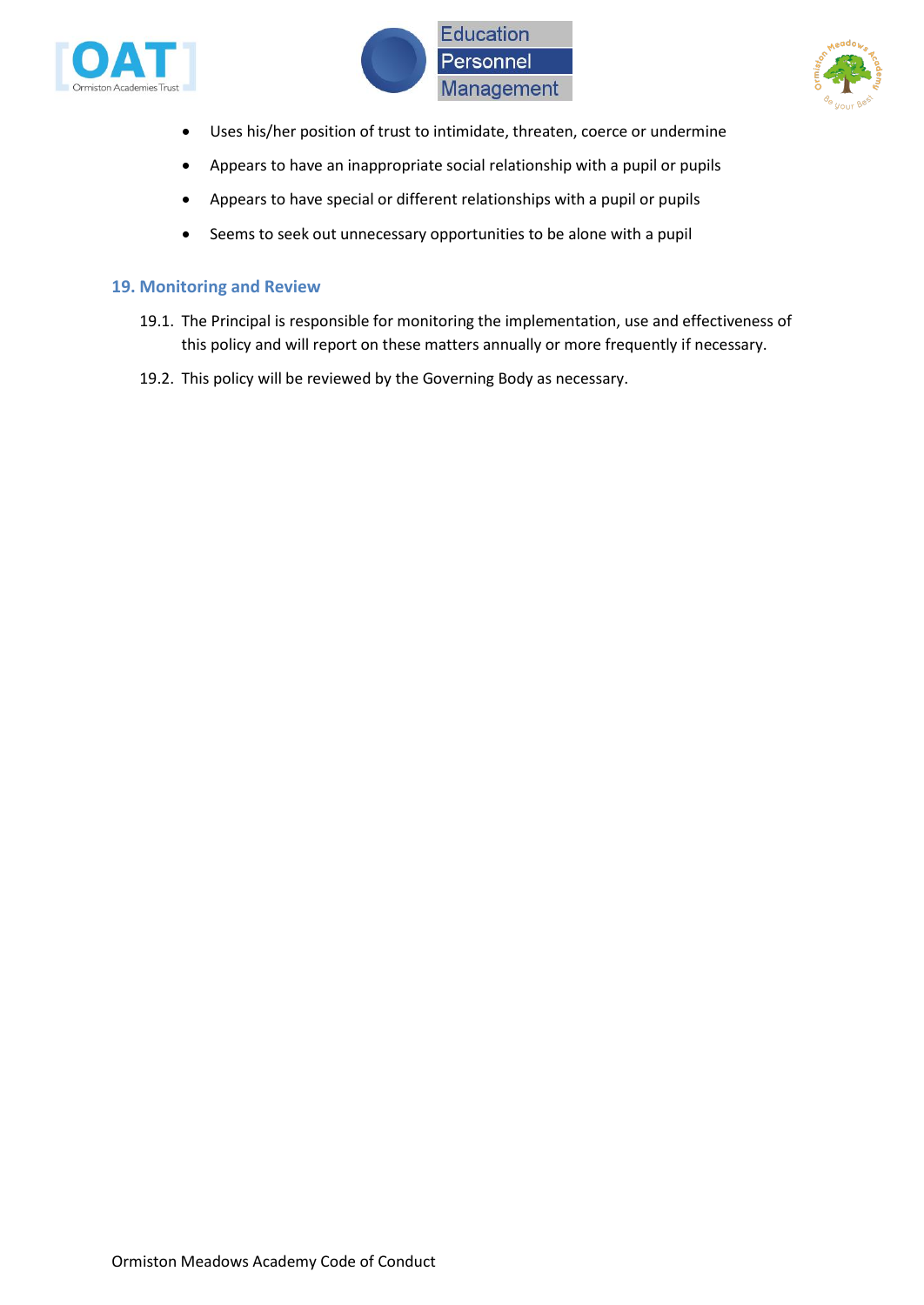- Uses his/her position of trust to intimidate, threaten, coerce or undermine
- Appears to have an inappropriate social relationship with a pupil or pupils
- Appears to have special or different relationships with a pupil or pupils
- Seems to seek out unnecessary opportunities to be alone with a pupil

## 19. Monitoring and Review

19.1. The Principal is responsible for monitoring the implementation, use and effectiveness of this policy and will report on these matters annually or more frequently if necessary.

19.2. This policy will be reviewed by the Governing Body as necessary.